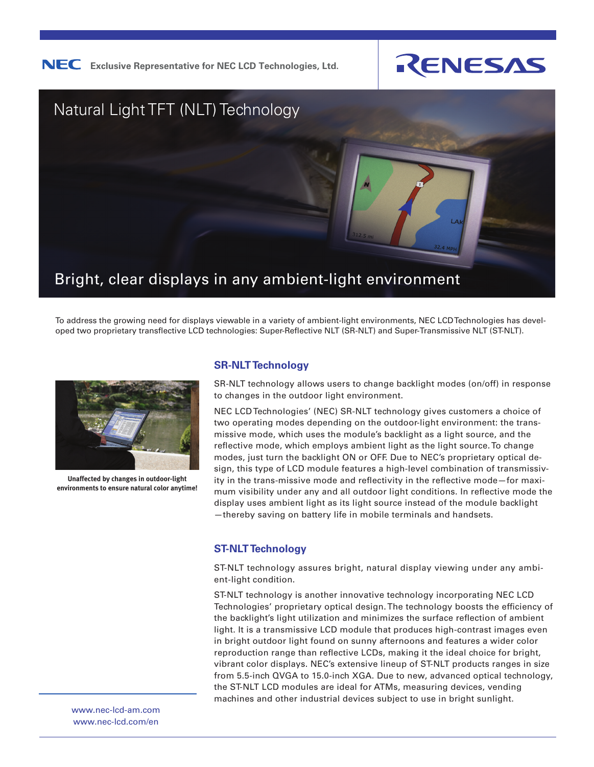**NEC** Exclusive Representative for NEC LCD Technologies, Ltd.

**RENESAS**

# Natural Light TFT (NLT) Technology

## Bright, clear displays in any ambient-light environment

To address the growing need for displays viewable in a variety of ambient-light environments, NEC LCD Technologies has developed two proprietary transflective LCD technologies: Super-Reflective NLT (SR-NLT) and Super-Transmissive NLT (ST-NLT).

**Unaffected by changes in outdoor-light environments to ensure natural color anytime!**

### SR-NLT Technology

SR-NLT technology allows users to change backlight modes (on/off) in response to changes in the outdoor light environment.

NEC LCD Technologies' (NEC) SR-NLT technology gives customers a choice of two operating modes depending on the outdoor-light environment: the trans-missive mode, which uses the module's backlight as a light source, and the reflective mode, which employs ambient light as the light source. To change modes, just turn the backlight ON or OFF. Due to NEC's proprietary optical design, this type of LCD module features a high-level combination of transmissivity in the trans-missive mode and reflectivity in the reflective mode—for maximum visibility under any and all outdoor light conditions. In reflective mode the display uses ambient light as its light source instead of the module backlight —thereby saving on battery life in mobile terminals and handsets.

### ST-NLT Technology

ST-NLT technology assures bright, natural display viewing under any ambient-light condition.

ST-NLT technology is another innovative technology incorporating NEC LCD Technologies' proprietary optical design. The technology boosts the efficiency of the backlight's light utilization and minimizes the surface reflection of ambient light. It is a transmissive LCD module that produces high-contrast images even in bright outdoor light found on sunny afternoons and features a wider color reproduction range than reflective LCDs, making it the ideal choice for bright, vibrant color displays. NEC's extensive lineup of ST-NLT products ranges in size from 5.5-inch QVGA to 15.0-inch XGA. Due to new, advanced optical technology, the ST-NLT LCD modules are ideal for ATMs, measuring devices, vending machines and other industrial devices subject to use in bright sunlight.

www.nec-lcd-am.com
www.nec-lcd.com/en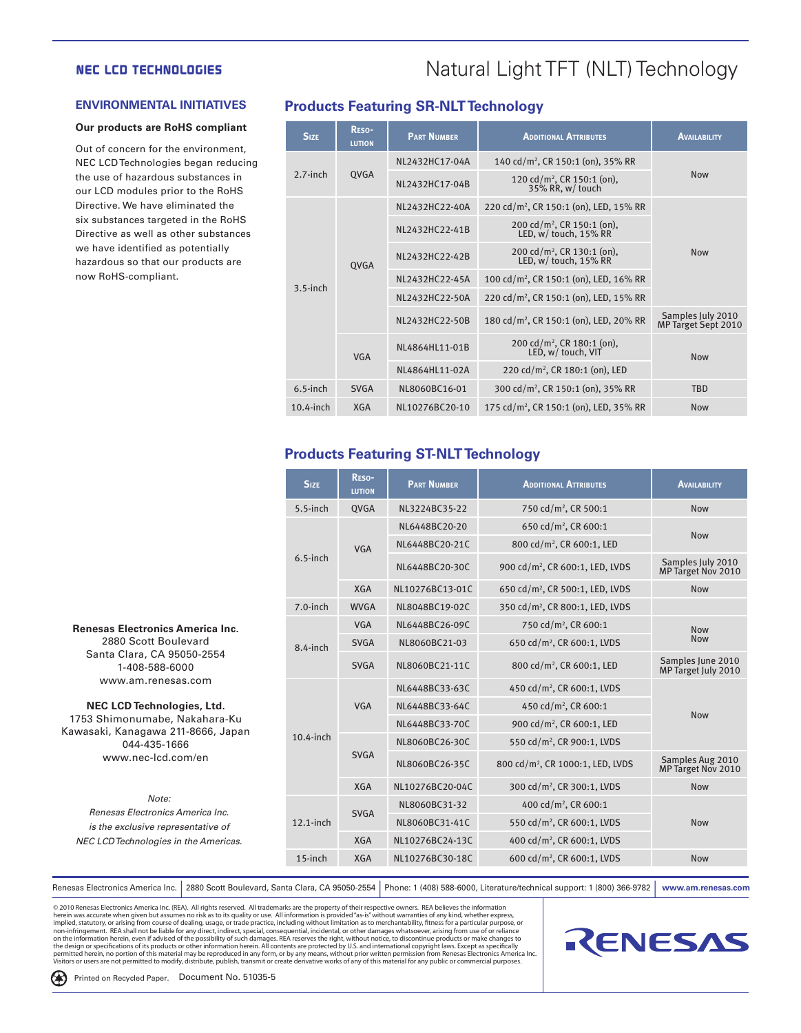NEC LCD TECHNOLOGIES

# Natural Light TFT (NLT) Technology

## ENVIRONMENTAL INITIATIVES

**Our products are RoHS compliant**

Out of concern for the environment, NEC LCD Technologies began reducing the use of hazardous substances in our LCD modules prior to the RoHS Directive. We have eliminated the six substances targeted in the RoHS Directive as well as other substances we have identified as potentially hazardous so that our products are now RoHS-compliant.

## Products Featuring SR-NLT Technology

| Size | Resolution | Part Number | Additional Attributes | Availability |
|---|---|---|---|---|
| 2.7-inch | QVGA | NL2432HC17-04A | 140 cd/m², CR 150:1 (on), 35% RR | Now |
| | | NL2432HC17-04B | 120 cd/m², CR 150:1 (on), 35% RR, w/ touch | |
| 3.5-inch | QVGA | NL2432HC22-40A | 220 cd/m², CR 150:1 (on), LED, 15% RR | Now |
| | | NL2432HC22-41B | 200 cd/m², CR 150:1 (on), LED, w/ touch, 15% RR | |
| | | NL2432HC22-42B | 200 cd/m², CR 130:1 (on), LED, w/ touch, 15% RR | |
| | | NL2432HC22-45A | 100 cd/m², CR 150:1 (on), LED, 16% RR | |
| | | NL2432HC22-50A | 220 cd/m², CR 150:1 (on), LED, 15% RR | |
| | | NL2432HC22-50B | 180 cd/m², CR 150:1 (on), LED, 20% RR | Samples July 2010 MP Target Sept 2010 |
| | VGA | NL4864HL11-01B | 200 cd/m², CR 180:1 (on), LED, w/ touch, VIT | Now |
| | | NL4864HL11-02A | 220 cd/m², CR 180:1 (on), LED | |
| 6.5-inch | SVGA | NL8060BC16-01 | 300 cd/m², CR 150:1 (on), 35% RR | TBD |
| 10.4-inch | XGA | NL10276BC20-10 | 175 cd/m², CR 150:1 (on), LED, 35% RR | Now |

## Products Featuring ST-NLT Technology

| Size | Resolution | Part Number | Additional Attributes | Availability |
|---|---|---|---|---|
| 5.5-inch | QVGA | NL3224BC35-22 | 750 cd/m², CR 500:1 | Now |
| 6.5-inch | VGA | NL6448BC20-20 | 650 cd/m², CR 600:1 | Now |
| | | NL6448BC20-21C | 800 cd/m², CR 600:1, LED | |
| | | NL6448BC20-30C | 900 cd/m², CR 600:1, LED, LVDS | Samples July 2010 MP Target Nov 2010 |
| | XGA | NL10276BC13-01C | 650 cd/m², CR 500:1, LED, LVDS | Now |
| 7.0-inch | WVGA | NL8048BC19-02C | 350 cd/m², CR 800:1, LED, LVDS | |
| 8.4-inch | VGA | NL6448BC26-09C | 750 cd/m², CR 600:1 | Now |
| | SVGA | NL8060BC21-03 | 650 cd/m², CR 600:1, LVDS | Now |
| | SVGA | NL8060BC21-11C | 800 cd/m², CR 600:1, LED | Samples June 2010 MP Target July 2010 |
| 10.4-inch | VGA | NL6448BC33-63C | 450 cd/m², CR 600:1, LVDS | Now |
| | | NL6448BC33-64C | 450 cd/m², CR 600:1 | |
| | | NL6448BC33-70C | 900 cd/m², CR 600:1, LED | |
| | SVGA | NL8060BC26-30C | 550 cd/m², CR 900:1, LVDS | |
| | | NL8060BC26-35C | 800 cd/m², CR 1000:1, LED, LVDS | Samples Aug 2010 MP Target Nov 2010 |
| | XGA | NL10276BC20-04C | 300 cd/m², CR 300:1, LVDS | Now |
| 12.1-inch | SVGA | NL8060BC31-32 | 400 cd/m², CR 600:1 | Now |
| | | NL8060BC31-41C | 550 cd/m², CR 600:1, LVDS | |
| | XGA | NL10276BC24-13C | 400 cd/m², CR 600:1, LVDS | |
| 15-inch | XGA | NL10276BC30-18C | 600 cd/m², CR 600:1, LVDS | Now |

**Renesas Electronics America Inc.**
2880 Scott Boulevard
Santa Clara, CA 95050-2554
1-408-588-6000
www.am.renesas.com

**NEC LCD Technologies, Ltd.**
1753 Shimonumabe, Nakahara-Ku
Kawasaki, Kanagawa 211-8666, Japan
044-435-1666
www.nec-lcd.com/en

*Note:*
*Renesas Electronics America Inc. is the exclusive representative of NEC LCD Technologies in the Americas.*

Renesas Electronics America Inc. | 2880 Scott Boulevard, Santa Clara, CA 95050-2554 | Phone: 1 (408) 588-6000, Literature/technical support: 1 (800) 366-9782 | www.am.renesas.com

© 2010 Renesas Electronics America Inc. (REA). All rights reserved. All trademarks are the property of their respective owners. REA believes the information herein was accurate when given but assumes no risk as to its quality or use. All information is provided "as-is" without warranties of any kind, whether express, implied, statutory, or arising from course of dealing, usage, or trade practice, including without limitation as to merchantability, fitness for a particular purpose, or non-infringement. REA shall not be liable for any direct, indirect, special, consequential, incidental, or other damages whatsoever, arising from use of or reliance on the information herein, even if advised of the possibility of such damages. REA reserves the right, without notice, to discontinue products or make changes to the design or specifications of its products or other information herein. All contents are protected by U.S. and international copyright laws. Except as specifically permitted herein, no portion of this material may be reproduced in any form, or by any means, without prior written permission from Renesas Electronics America Inc. Visitors or users are not permitted to modify, distribute, publish, transmit or create derivative works of any of this material for any public or commercial purposes.

RENESAS

Printed on Recycled Paper. Document No. 51035-5